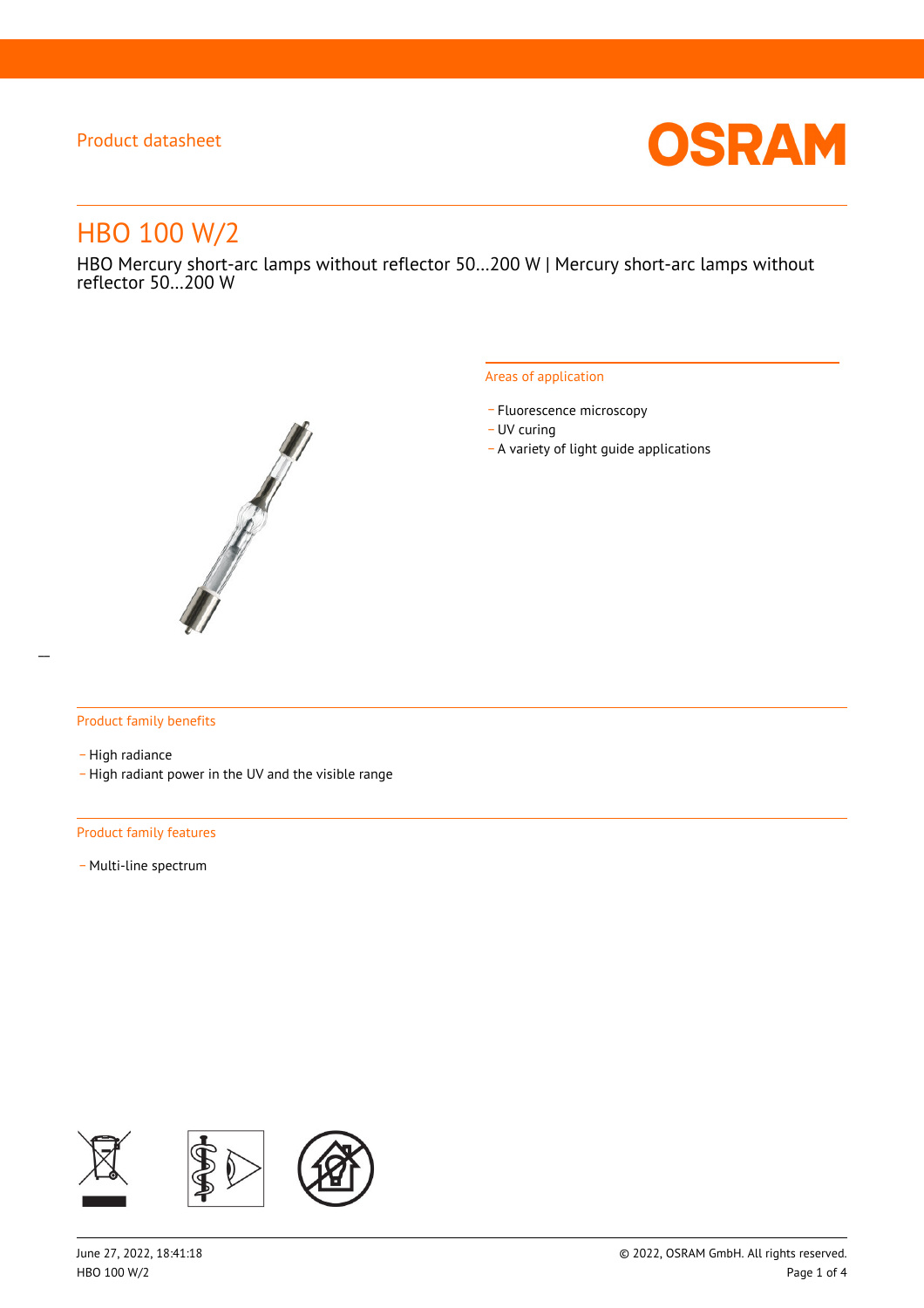Product datasheet

# HBO 100 W/2

HBO Mercury short-arc lamps without reflector 50…200 W | Mercury short-arc lamps without reflector 50…200 W

## Areas of application

- Fluorescence microscopy
- UV curing
- A variety of light guide applications

## Product family benefits

- High radiance
- High radiant power in the UV and the visible range

## Product family features

- Multi-line spectrum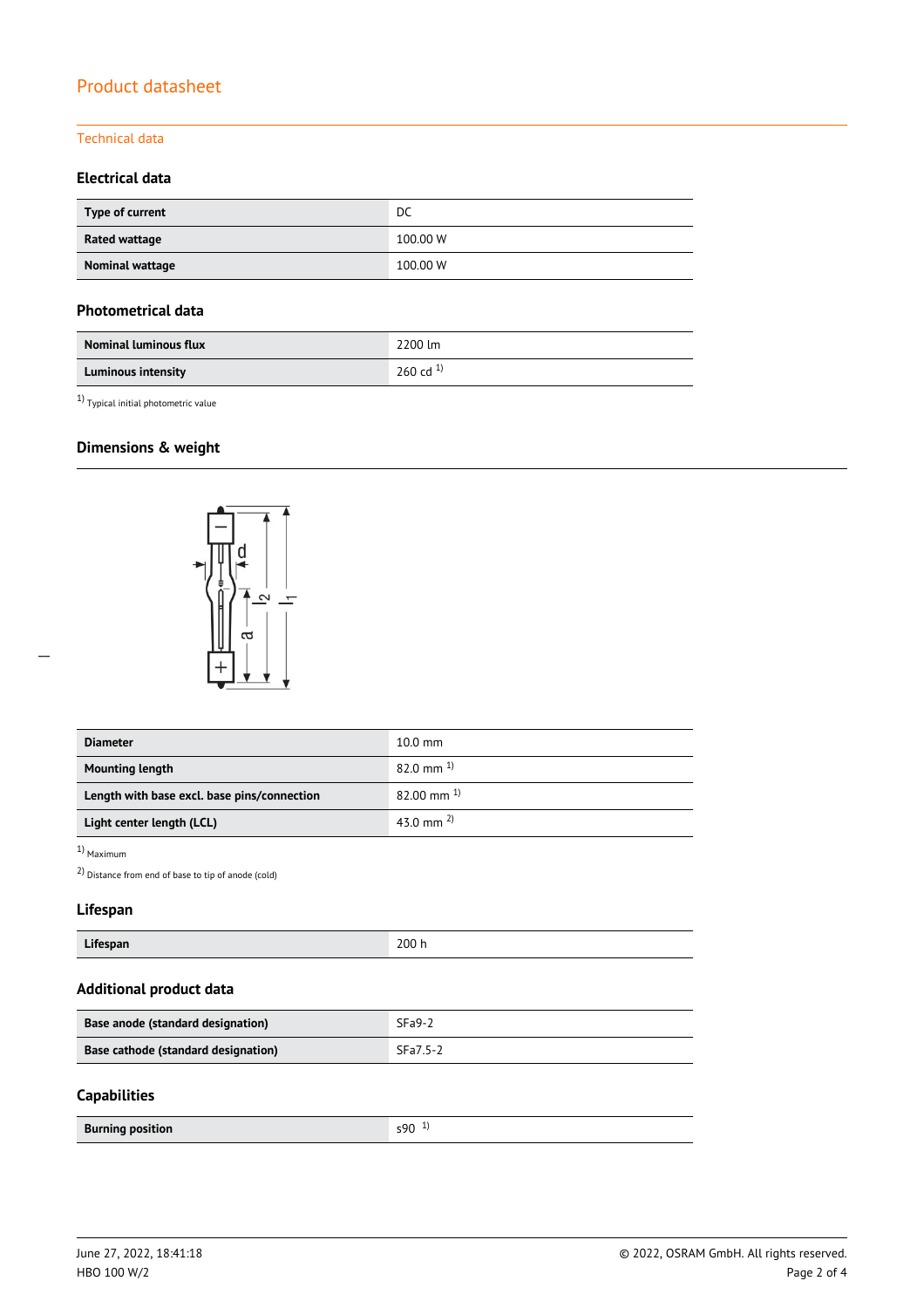# Product datasheet

## Technical data

### Electrical data

| | |
|---|---|
| **Type of current** | DC |
| **Rated wattage** | 100.00 W |
| **Nominal wattage** | 100.00 W |

### Photometrical data

| | |
|---|---|
| **Nominal luminous flux** | 2200 lm |
| **Luminous intensity** | 260 cd [1] |

[1] Typical initial photometric value

### Dimensions & weight

| | |
|---|---|
| **Diameter** | 10.0 mm |
| **Mounting length** | 82.0 mm [1] |
| **Length with base excl. base pins/connection** | 82.00 mm [1] |
| **Light center length (LCL)** | 43.0 mm [2] |

[1] Maximum

[2] Distance from end of base to tip of anode (cold)

### Lifespan

| | |
|---|---|
| **Lifespan** | 200 h |

### Additional product data

| | |
|---|---|
| **Base anode (standard designation)** | SFa9-2 |
| **Base cathode (standard designation)** | SFa7.5-2 |

### Capabilities

| | |
|---|---|
| **Burning position** | s90 [1] |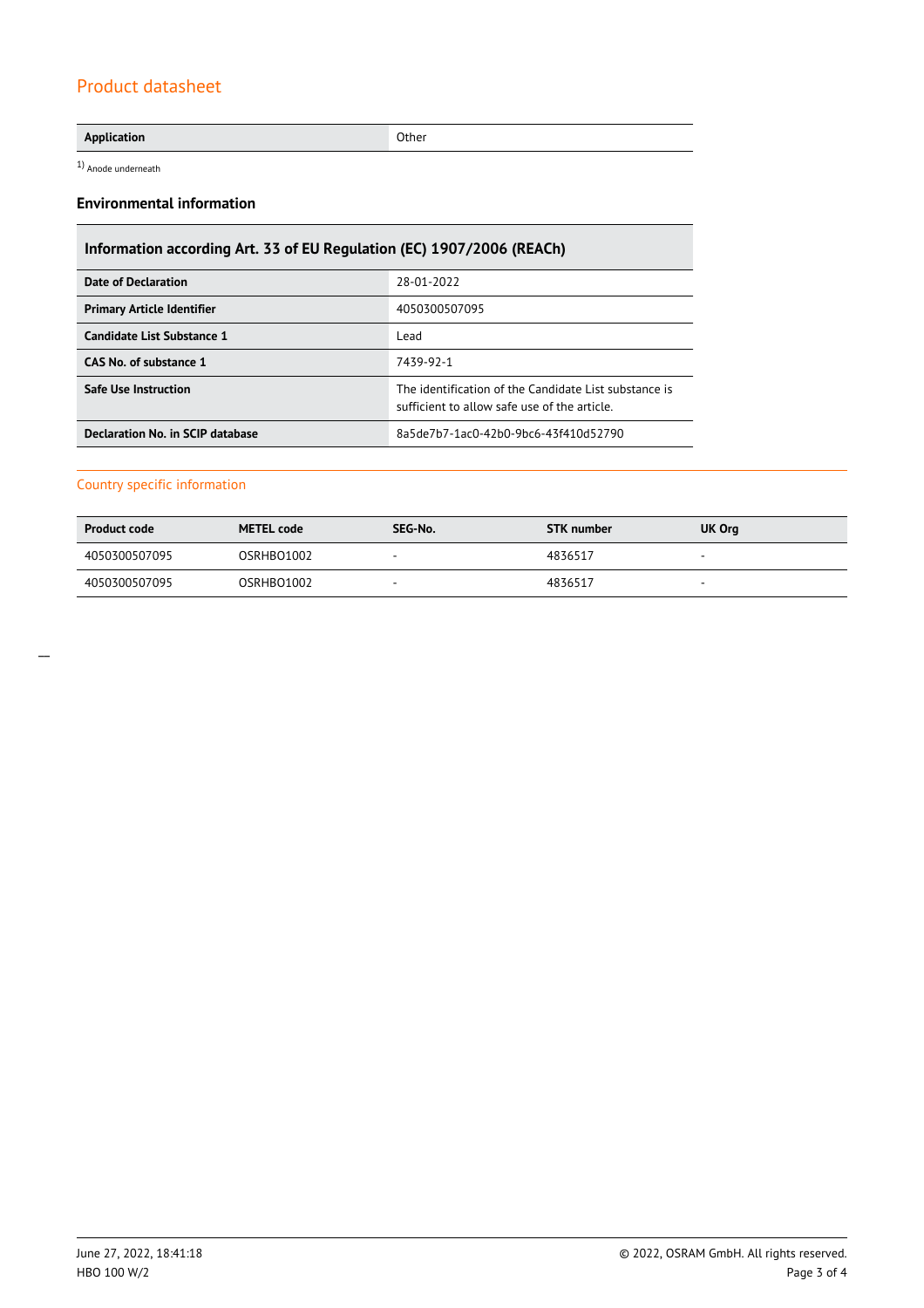| | |
|---|---|
| **Application** | Other |

1) Anode underneath

### Environmental information

| Information according Art. 33 of EU Regulation (EC) 1907/2006 (REACh) | |
|---|---|
| **Date of Declaration** | 28-01-2022 |
| **Primary Article Identifier** | 4050300507095 |
| **Candidate List Substance 1** | Lead |
| **CAS No. of substance 1** | 7439-92-1 |
| **Safe Use Instruction** | The identification of the Candidate List substance is sufficient to allow safe use of the article. |
| **Declaration No. in SCIP database** | 8a5de7b7-1ac0-42b0-9bc6-43f410d52790 |

## Country specific information

| Product code | METEL code | SEG-No. | STK number | UK Org |
|---|---|---|---|---|
| 4050300507095 | OSRHBO1002 | - | 4836517 | - |
| 4050300507095 | OSRHBO1002 | - | 4836517 | - |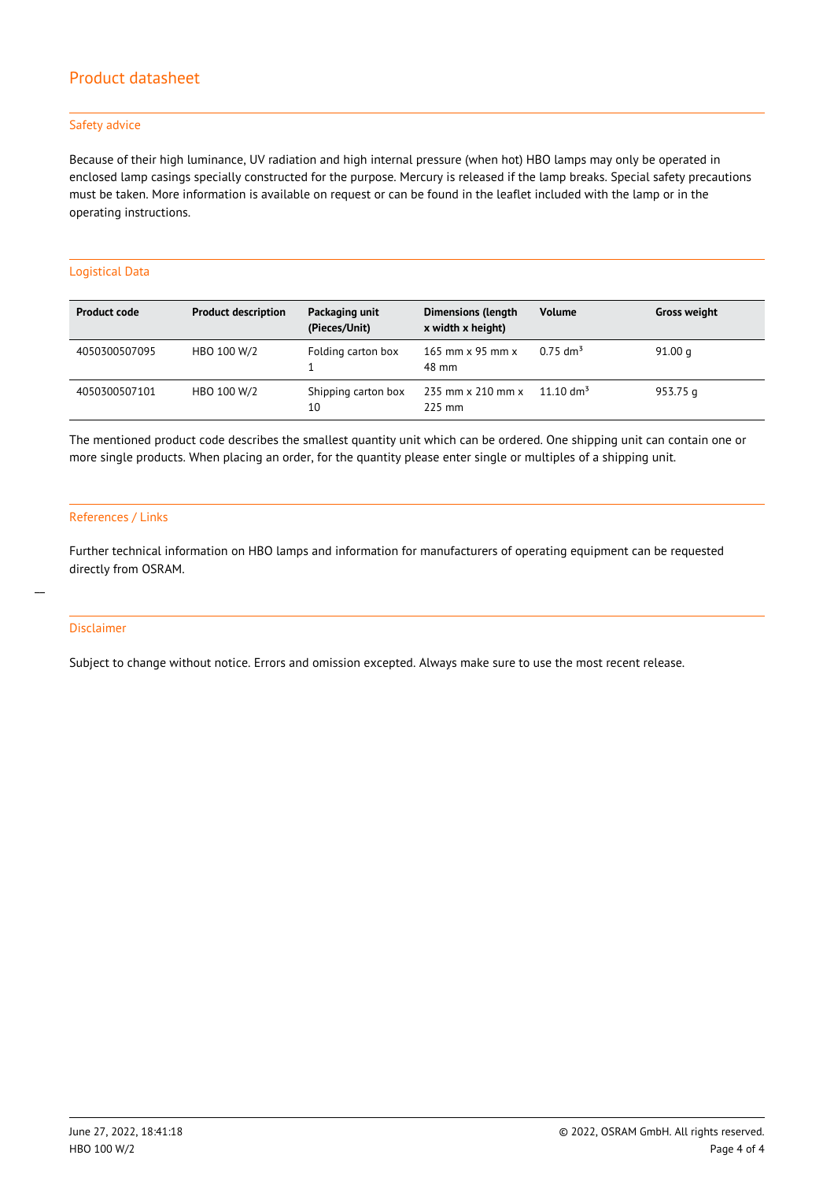## Safety advice

Because of their high luminance, UV radiation and high internal pressure (when hot) HBO lamps may only be operated in enclosed lamp casings specially constructed for the purpose. Mercury is released if the lamp breaks. Special safety precautions must be taken. More information is available on request or can be found in the leaflet included with the lamp or in the operating instructions.

## Logistical Data

| Product code | Product description | Packaging unit (Pieces/Unit) | Dimensions (length x width x height) | Volume | Gross weight |
|---|---|---|---|---|---|
| 4050300507095 | HBO 100 W/2 | Folding carton box 1 | 165 mm x 95 mm x 48 mm | 0.75 $dm^3$ | 91.00 g |
| 4050300507101 | HBO 100 W/2 | Shipping carton box 10 | 235 mm x 210 mm x 225 mm | 11.10 $dm^3$ | 953.75 g |

The mentioned product code describes the smallest quantity unit which can be ordered. One shipping unit can contain one or more single products. When placing an order, for the quantity please enter single or multiples of a shipping unit.

## References / Links

Further technical information on HBO lamps and information for manufacturers of operating equipment can be requested directly from OSRAM.

## Disclaimer

Subject to change without notice. Errors and omission excepted. Always make sure to use the most recent release.